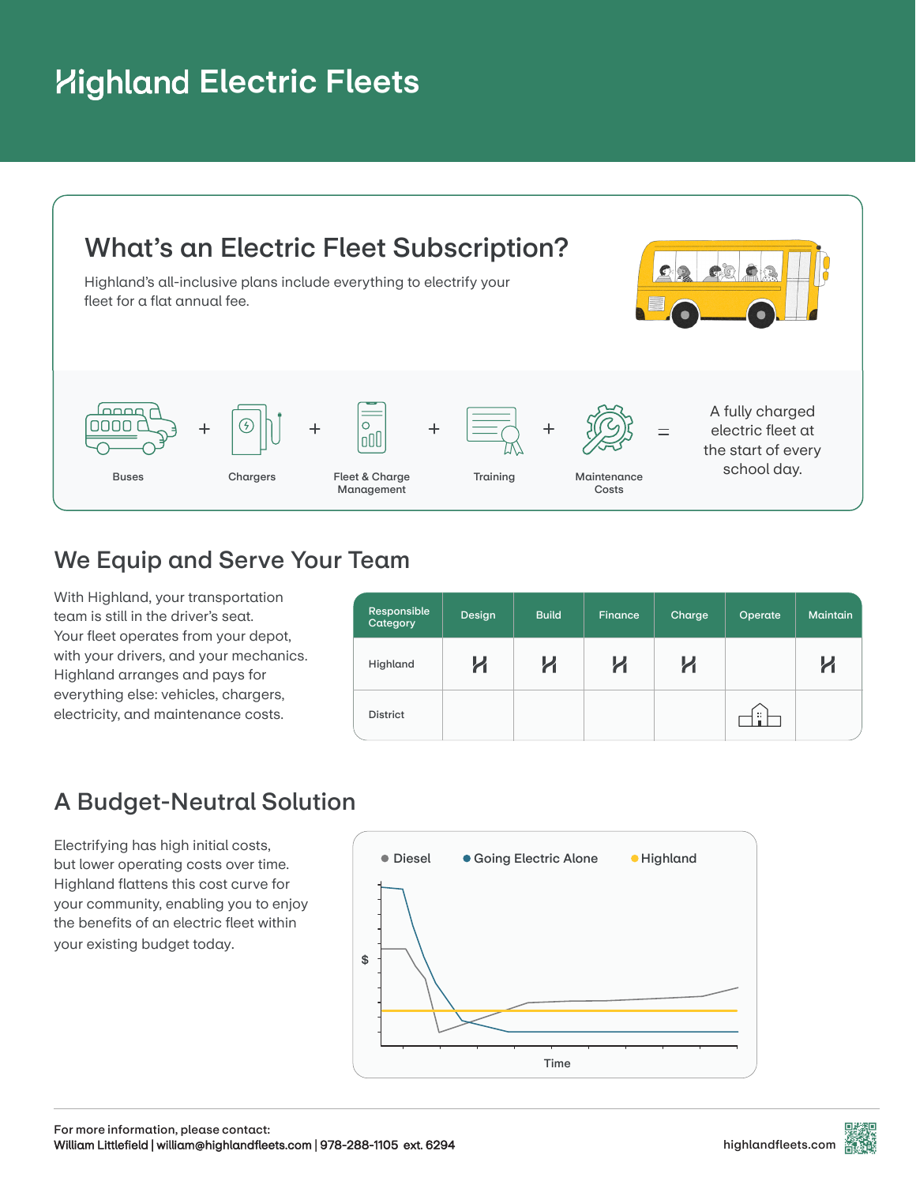# Highland Electric Fleets

## What's an Electric Fleet Subscription?

Highland's all-inclusive plans include everything to electrify your fleet for a flat annual fee.

Buses + Chargers + Fleet & Charge Management + Training + Maintenance Costs = A fully charged electric fleet at the start of every school day.

## We Equip and Serve Your Team

With Highland, your transportation team is still in the driver's seat. Your fleet operates from your depot, with your drivers, and your mechanics. Highland arranges and pays for everything else: vehicles, chargers, electricity, and maintenance costs.

| Responsible Category | Design | Build | Finance | Charge | Operate | Maintain |
|---|---|---|---|---|---|---|
| Highland | ✓ | ✓ | ✓ | ✓ | | ✓ |
| District | | | | | ✓ | |

## A Budget-Neutral Solution

Electrifying has high initial costs, but lower operating costs over time. Highland flattens this cost curve for your community, enabling you to enjoy the benefits of an electric fleet within your existing budget today.

Diesel · Going Electric Alone · Highland

$ / Time

For more information, please contact:
**William Littlefield | william@highlandfleets.com | 978-288-1105 ext. 6294**

highlandfleets.com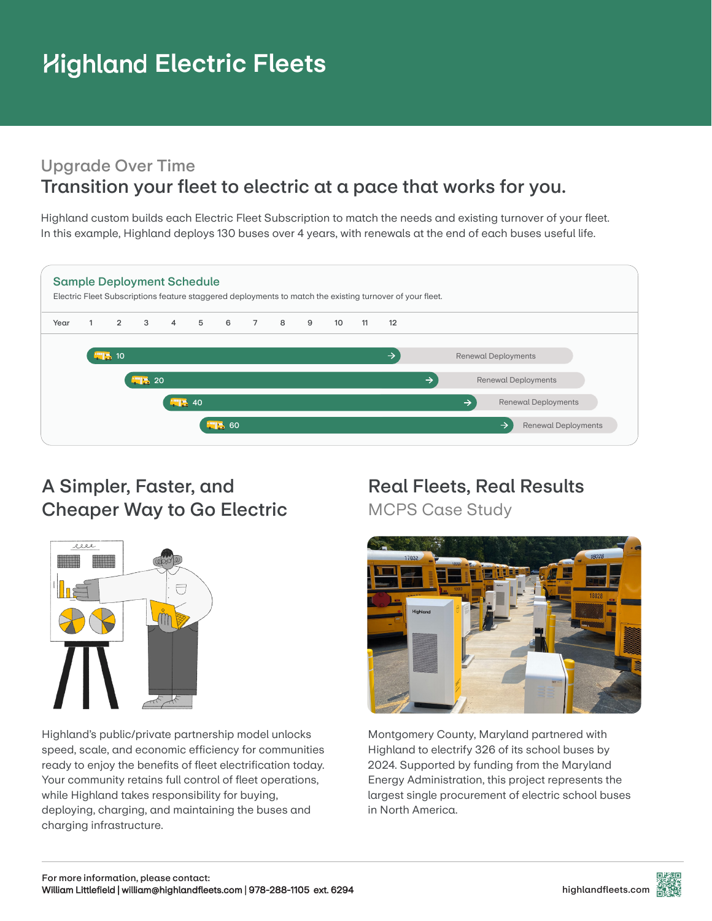# Highland Electric Fleets

## Upgrade Over Time

## Transition your fleet to electric at a pace that works for you.

Highland custom builds each Electric Fleet Subscription to match the needs and existing turnover of your fleet. In this example, Highland deploys 130 buses over 4 years, with renewals at the end of each buses useful life.

### Sample Deployment Schedule

Electric Fleet Subscriptions feature staggered deployments to match the existing turnover of your fleet.

Year 1 2 3 4 5 6 7 8 9 10 11 12

10 — Renewal Deployments

20 — Renewal Deployments

40 — Renewal Deployments

60 — Renewal Deployments

## A Simpler, Faster, and Cheaper Way to Go Electric

Highland's public/private partnership model unlocks speed, scale, and economic efficiency for communities ready to enjoy the benefits of fleet electrification today. Your community retains full control of fleet operations, while Highland takes responsibility for buying, deploying, charging, and maintaining the buses and charging infrastructure.

## Real Fleets, Real Results

### MCPS Case Study

Montgomery County, Maryland partnered with Highland to electrify 326 of its school buses by 2024. Supported by funding from the Maryland Energy Administration, this project represents the largest single procurement of electric school buses in North America.

---

**For more information, please contact:**
**William Littlefield | william@highlandfleets.com | 978-288-1105 ext. 6294**

highlandfleets.com